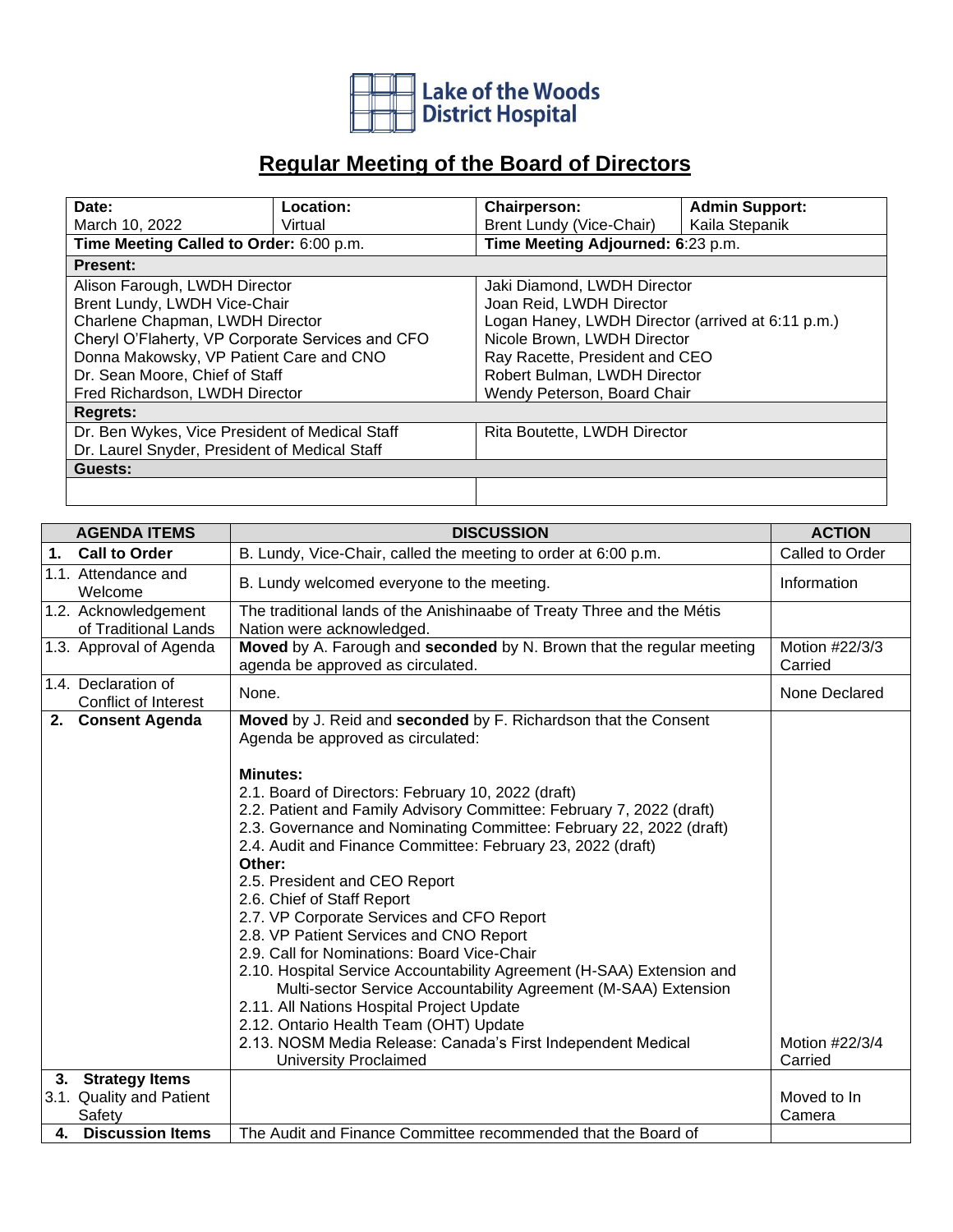Lake of the Woods District Hospital

# Regular Meeting of the Board of Directors

| **Date:** | **Location:** | **Chairperson:** | **Admin Support:** |
|---|---|---|---|
| March 10, 2022 | Virtual | Brent Lundy (Vice-Chair) | Kaila Stepanik |
| **Time Meeting Called to Order:** 6:00 p.m. | | **Time Meeting Adjourned: 6**:23 p.m. | |
| **Present:** | | | |
| Alison Farough, LWDH Director<br>Brent Lundy, LWDH Vice-Chair<br>Charlene Chapman, LWDH Director<br>Cheryl O'Flaherty, VP Corporate Services and CFO<br>Donna Makowsky, VP Patient Care and CNO<br>Dr. Sean Moore, Chief of Staff<br>Fred Richardson, LWDH Director | | Jaki Diamond, LWDH Director<br>Joan Reid, LWDH Director<br>Logan Haney, LWDH Director (arrived at 6:11 p.m.)<br>Nicole Brown, LWDH Director<br>Ray Racette, President and CEO<br>Robert Bulman, LWDH Director<br>Wendy Peterson, Board Chair | |
| **Regrets:** | | | |
| Dr. Ben Wykes, Vice President of Medical Staff<br>Dr. Laurel Snyder, President of Medical Staff | | Rita Boutette, LWDH Director | |
| **Guests:** | | | |
| | | | |

| AGENDA ITEMS | DISCUSSION | ACTION |
|---|---|---|
| **1. Call to Order** | B. Lundy, Vice-Chair, called the meeting to order at 6:00 p.m. | Called to Order |
| 1.1. Attendance and Welcome | B. Lundy welcomed everyone to the meeting. | Information |
| 1.2. Acknowledgement of Traditional Lands | The traditional lands of the Anishinaabe of Treaty Three and the Métis Nation were acknowledged. | |
| 1.3. Approval of Agenda | **Moved** by A. Farough and **seconded** by N. Brown that the regular meeting agenda be approved as circulated. | Motion #22/3/3 Carried |
| 1.4. Declaration of Conflict of Interest | None. | None Declared |
| **2. Consent Agenda** | **Moved** by J. Reid and **seconded** by F. Richardson that the Consent Agenda be approved as circulated:<br><br>**Minutes:**<br>2.1. Board of Directors: February 10, 2022 (draft)<br>2.2. Patient and Family Advisory Committee: February 7, 2022 (draft)<br>2.3. Governance and Nominating Committee: February 22, 2022 (draft)<br>2.4. Audit and Finance Committee: February 23, 2022 (draft)<br>**Other:**<br>2.5. President and CEO Report<br>2.6. Chief of Staff Report<br>2.7. VP Corporate Services and CFO Report<br>2.8. VP Patient Services and CNO Report<br>2.9. Call for Nominations: Board Vice-Chair<br>2.10. Hospital Service Accountability Agreement (H-SAA) Extension and Multi-sector Service Accountability Agreement (M-SAA) Extension<br>2.11. All Nations Hospital Project Update<br>2.12. Ontario Health Team (OHT) Update<br>2.13. NOSM Media Release: Canada's First Independent Medical University Proclaimed | Motion #22/3/4 Carried |
| **3. Strategy Items**<br>3.1. Quality and Patient Safety | | Moved to In Camera |
| **4. Discussion Items** | The Audit and Finance Committee recommended that the Board of | |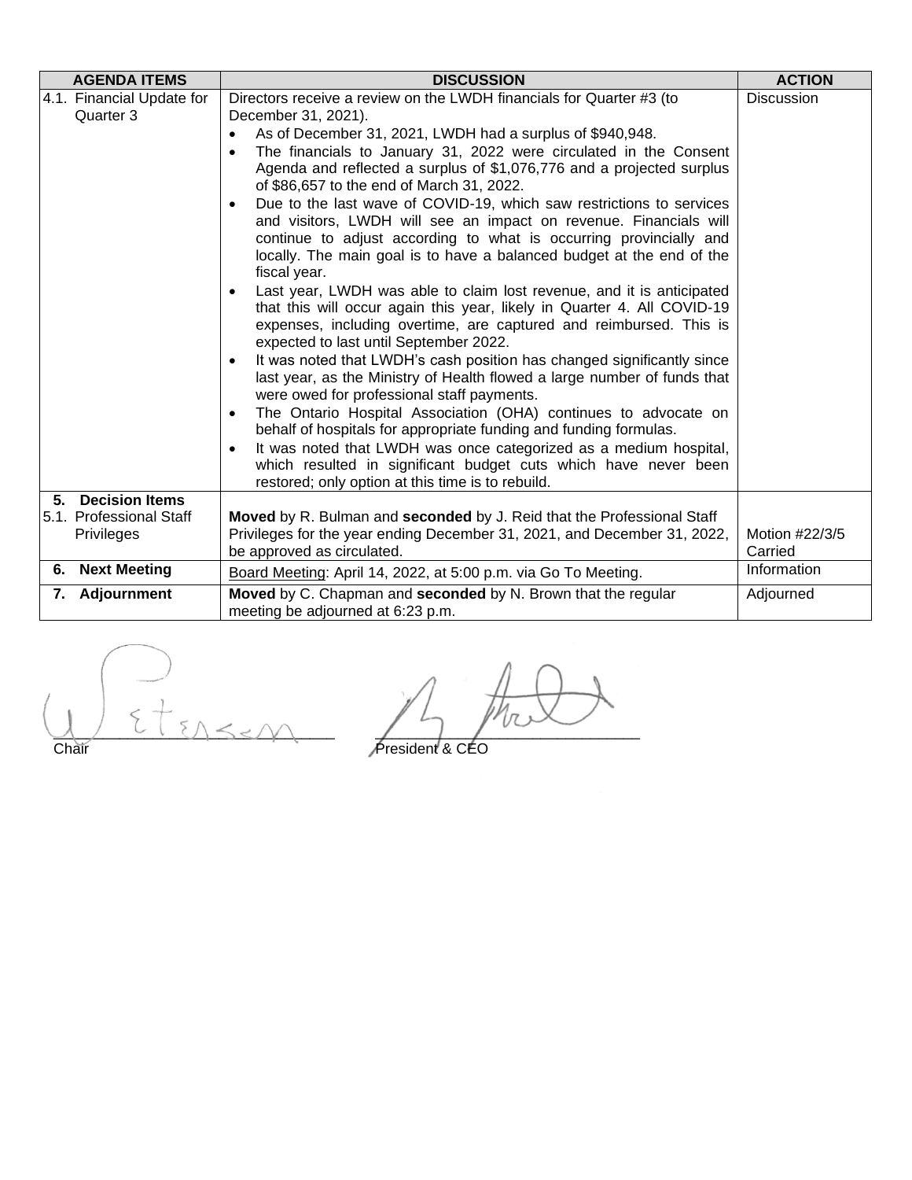| AGENDA ITEMS | DISCUSSION | ACTION |
| --- | --- | --- |
| 4.1. Financial Update for Quarter 3 | Directors receive a review on the LWDH financials for Quarter #3 (to December 31, 2021).<br>• As of December 31, 2021, LWDH had a surplus of $940,948.<br>• The financials to January 31, 2022 were circulated in the Consent Agenda and reflected a surplus of $1,076,776 and a projected surplus of $86,657 to the end of March 31, 2022.<br>• Due to the last wave of COVID-19, which saw restrictions to services and visitors, LWDH will see an impact on revenue. Financials will continue to adjust according to what is occurring provincially and locally. The main goal is to have a balanced budget at the end of the fiscal year.<br>• Last year, LWDH was able to claim lost revenue, and it is anticipated that this will occur again this year, likely in Quarter 4. All COVID-19 expenses, including overtime, are captured and reimbursed. This is expected to last until September 2022.<br>• It was noted that LWDH's cash position has changed significantly since last year, as the Ministry of Health flowed a large number of funds that were owed for professional staff payments.<br>• The Ontario Hospital Association (OHA) continues to advocate on behalf of hospitals for appropriate funding and funding formulas.<br>• It was noted that LWDH was once categorized as a medium hospital, which resulted in significant budget cuts which have never been restored; only option at this time is to rebuild. | Discussion |
| **5. Decision Items**<br>5.1. Professional Staff Privileges | **Moved** by R. Bulman and **seconded** by J. Reid that the Professional Staff Privileges for the year ending December 31, 2021, and December 31, 2022, be approved as circulated. | Motion #22/3/5 Carried |
| **6. Next Meeting** | Board Meeting: April 14, 2022, at 5:00 p.m. via Go To Meeting. | Information |
| **7. Adjournment** | **Moved** by C. Chapman and **seconded** by N. Brown that the regular meeting be adjourned at 6:23 p.m. | Adjourned |

Chair

President & CEO